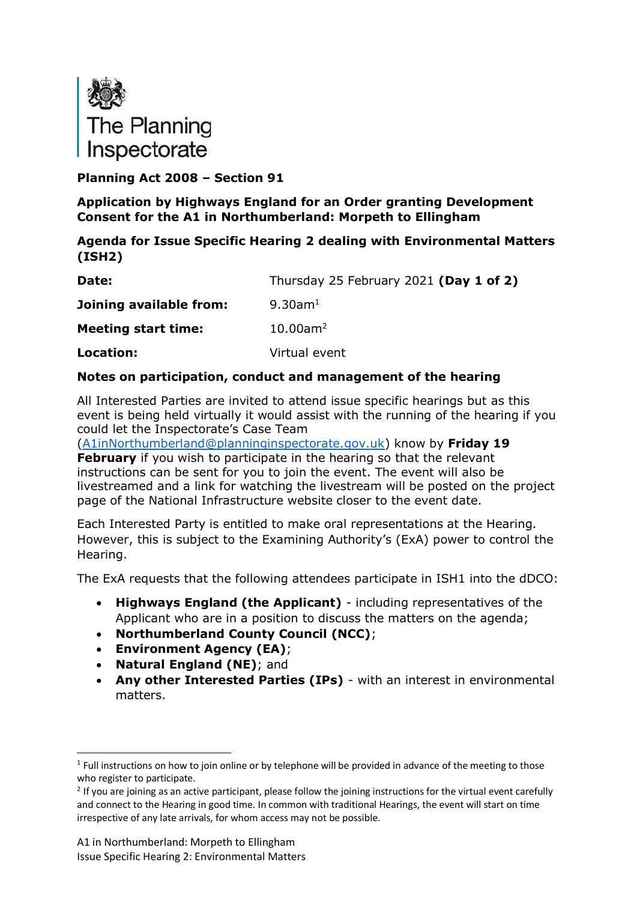The Planning Inspectorate

**Planning Act 2008 – Section 91**

**Application by Highways England for an Order granting Development Consent for the A1 in Northumberland: Morpeth to Ellingham**

**Agenda for Issue Specific Hearing 2 dealing with Environmental Matters (ISH2)**

| | |
|---|---|
| **Date:** | Thursday 25 February 2021 **(Day 1 of 2)** |
| **Joining available from:** | 9.30am[1] |
| **Meeting start time:** | 10.00am[2] |
| **Location:** | Virtual event |

**Notes on participation, conduct and management of the hearing**

All Interested Parties are invited to attend issue specific hearings but as this event is being held virtually it would assist with the running of the hearing if you could let the Inspectorate's Case Team (A1inNorthumberland@planninginspectorate.gov.uk) know by **Friday 19 February** if you wish to participate in the hearing so that the relevant instructions can be sent for you to join the event. The event will also be livestreamed and a link for watching the livestream will be posted on the project page of the National Infrastructure website closer to the event date.

Each Interested Party is entitled to make oral representations at the Hearing. However, this is subject to the Examining Authority's (ExA) power to control the Hearing.

The ExA requests that the following attendees participate in ISH1 into the dDCO:

- **Highways England (the Applicant)** - including representatives of the Applicant who are in a position to discuss the matters on the agenda;
- **Northumberland County Council (NCC)**;
- **Environment Agency (EA)**;
- **Natural England (NE)**; and
- **Any other Interested Parties (IPs)** - with an interest in environmental matters.

[1] Full instructions on how to join online or by telephone will be provided in advance of the meeting to those who register to participate.

[2] If you are joining as an active participant, please follow the joining instructions for the virtual event carefully and connect to the Hearing in good time. In common with traditional Hearings, the event will start on time irrespective of any late arrivals, for whom access may not be possible.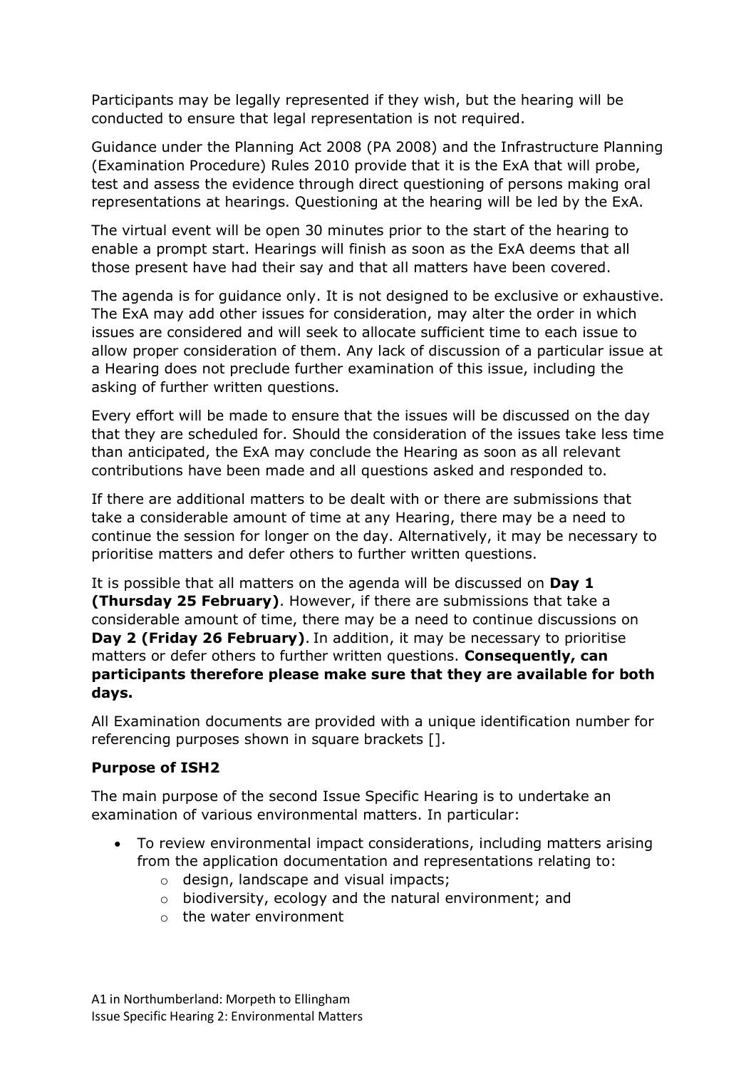Participants may be legally represented if they wish, but the hearing will be conducted to ensure that legal representation is not required.

Guidance under the Planning Act 2008 (PA 2008) and the Infrastructure Planning (Examination Procedure) Rules 2010 provide that it is the ExA that will probe, test and assess the evidence through direct questioning of persons making oral representations at hearings. Questioning at the hearing will be led by the ExA.

The virtual event will be open 30 minutes prior to the start of the hearing to enable a prompt start. Hearings will finish as soon as the ExA deems that all those present have had their say and that all matters have been covered.

The agenda is for guidance only. It is not designed to be exclusive or exhaustive. The ExA may add other issues for consideration, may alter the order in which issues are considered and will seek to allocate sufficient time to each issue to allow proper consideration of them. Any lack of discussion of a particular issue at a Hearing does not preclude further examination of this issue, including the asking of further written questions.

Every effort will be made to ensure that the issues will be discussed on the day that they are scheduled for. Should the consideration of the issues take less time than anticipated, the ExA may conclude the Hearing as soon as all relevant contributions have been made and all questions asked and responded to.

If there are additional matters to be dealt with or there are submissions that take a considerable amount of time at any Hearing, there may be a need to continue the session for longer on the day. Alternatively, it may be necessary to prioritise matters and defer others to further written questions.

It is possible that all matters on the agenda will be discussed on **Day 1 (Thursday 25 February)**. However, if there are submissions that take a considerable amount of time, there may be a need to continue discussions on **Day 2 (Friday 26 February)**. In addition, it may be necessary to prioritise matters or defer others to further written questions. **Consequently, can participants therefore please make sure that they are available for both days.**

All Examination documents are provided with a unique identification number for referencing purposes shown in square brackets [].

### Purpose of ISH2

The main purpose of the second Issue Specific Hearing is to undertake an examination of various environmental matters. In particular:

- To review environmental impact considerations, including matters arising from the application documentation and representations relating to:
  - design, landscape and visual impacts;
  - biodiversity, ecology and the natural environment; and
  - the water environment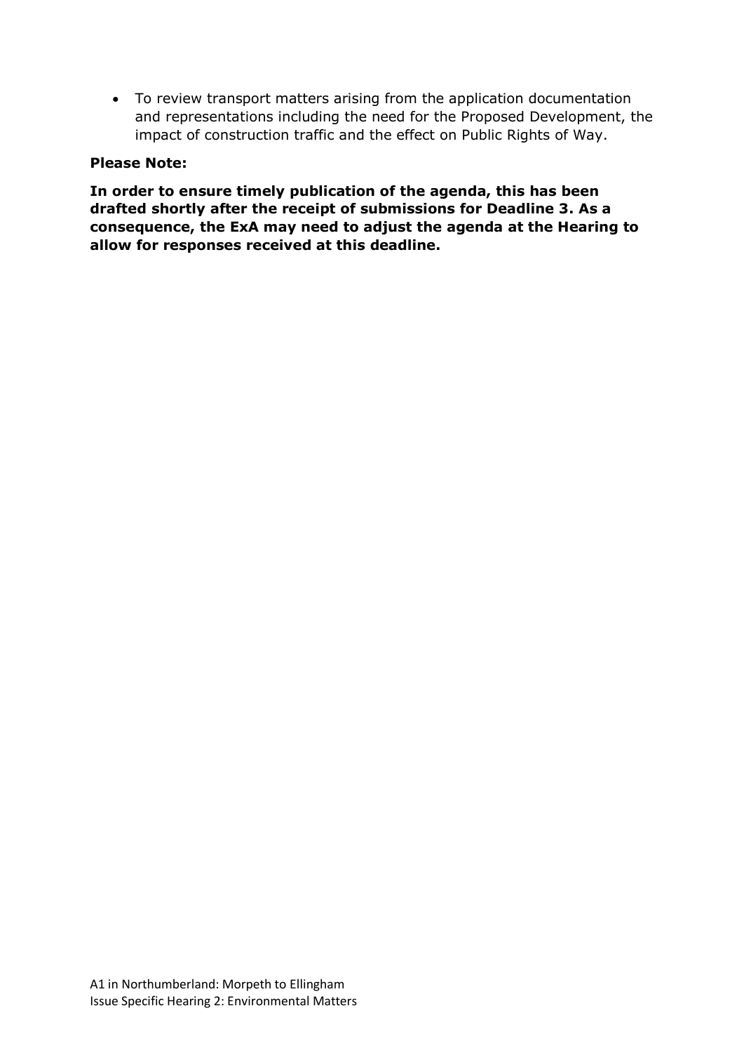- To review transport matters arising from the application documentation and representations including the need for the Proposed Development, the impact of construction traffic and the effect on Public Rights of Way.

**Please Note:**

**In order to ensure timely publication of the agenda, this has been drafted shortly after the receipt of submissions for Deadline 3. As a consequence, the ExA may need to adjust the agenda at the Hearing to allow for responses received at this deadline.**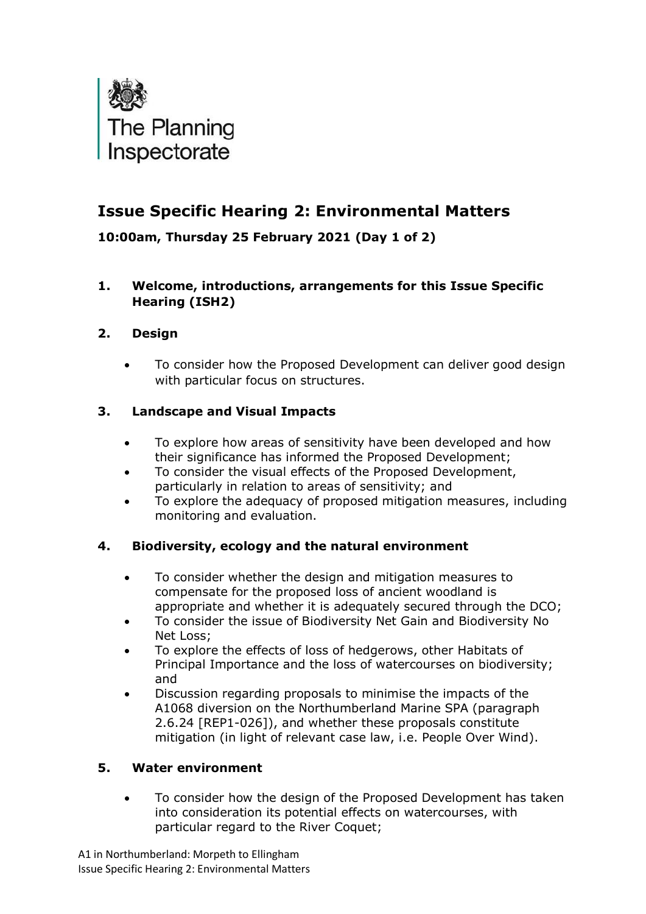The Planning Inspectorate

# Issue Specific Hearing 2: Environmental Matters

**10:00am, Thursday 25 February 2021 (Day 1 of 2)**

## 1. Welcome, introductions, arrangements for this Issue Specific Hearing (ISH2)

## 2. Design

- To consider how the Proposed Development can deliver good design with particular focus on structures.

## 3. Landscape and Visual Impacts

- To explore how areas of sensitivity have been developed and how their significance has informed the Proposed Development;
- To consider the visual effects of the Proposed Development, particularly in relation to areas of sensitivity; and
- To explore the adequacy of proposed mitigation measures, including monitoring and evaluation.

## 4. Biodiversity, ecology and the natural environment

- To consider whether the design and mitigation measures to compensate for the proposed loss of ancient woodland is appropriate and whether it is adequately secured through the DCO;
- To consider the issue of Biodiversity Net Gain and Biodiversity No Net Loss;
- To explore the effects of loss of hedgerows, other Habitats of Principal Importance and the loss of watercourses on biodiversity; and
- Discussion regarding proposals to minimise the impacts of the A1068 diversion on the Northumberland Marine SPA (paragraph 2.6.24 [REP1-026]), and whether these proposals constitute mitigation (in light of relevant case law, i.e. People Over Wind).

## 5. Water environment

- To consider how the design of the Proposed Development has taken into consideration its potential effects on watercourses, with particular regard to the River Coquet;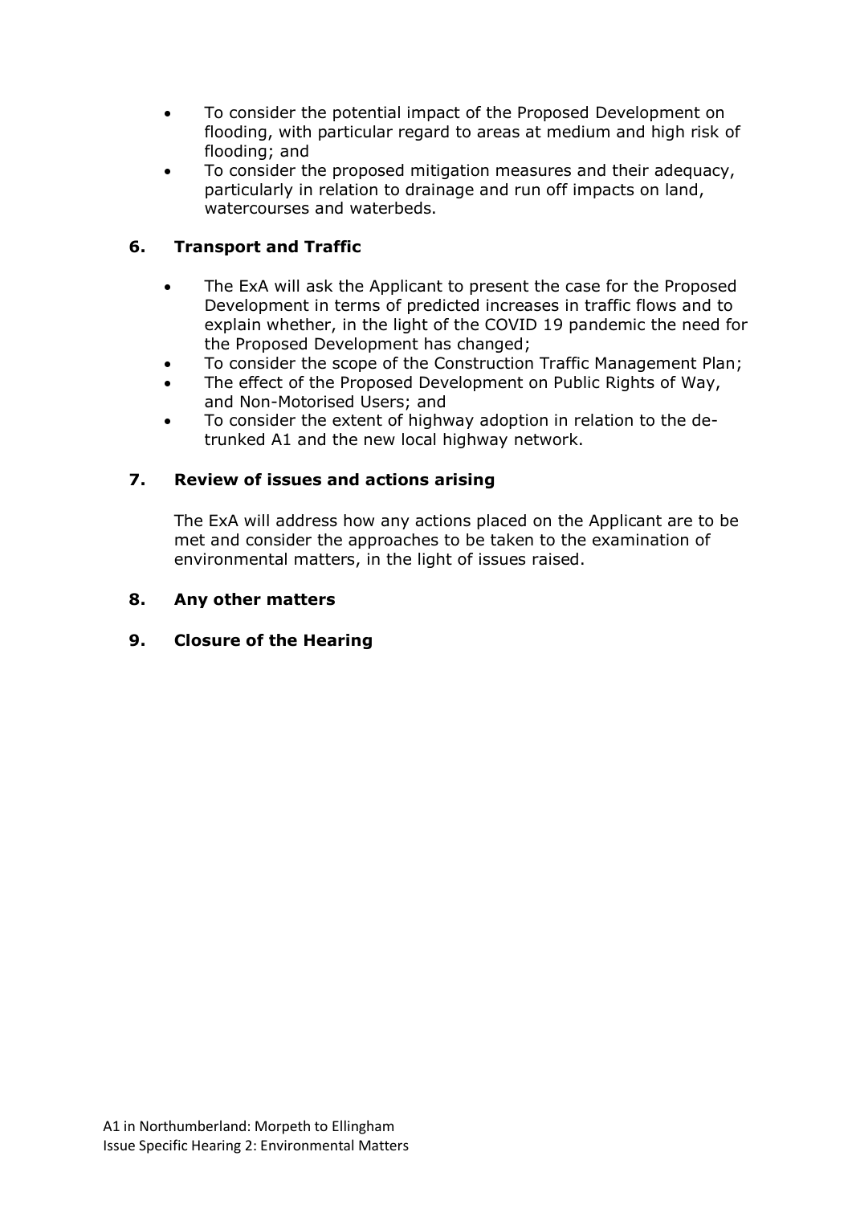- To consider the potential impact of the Proposed Development on flooding, with particular regard to areas at medium and high risk of flooding; and
- To consider the proposed mitigation measures and their adequacy, particularly in relation to drainage and run off impacts on land, watercourses and waterbeds.

## 6. Transport and Traffic

- The ExA will ask the Applicant to present the case for the Proposed Development in terms of predicted increases in traffic flows and to explain whether, in the light of the COVID 19 pandemic the need for the Proposed Development has changed;
- To consider the scope of the Construction Traffic Management Plan;
- The effect of the Proposed Development on Public Rights of Way, and Non-Motorised Users; and
- To consider the extent of highway adoption in relation to the de-trunked A1 and the new local highway network.

## 7. Review of issues and actions arising

The ExA will address how any actions placed on the Applicant are to be met and consider the approaches to be taken to the examination of environmental matters, in the light of issues raised.

## 8. Any other matters

## 9. Closure of the Hearing